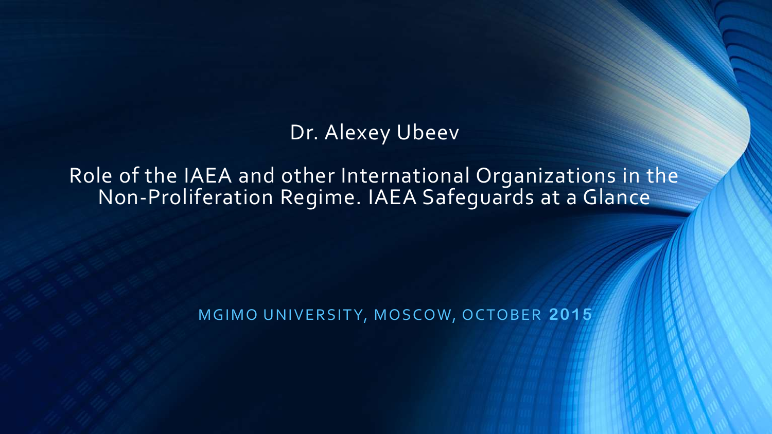Dr. Alexey Ubeev

# Role of the IAEA and other International Organizations in the Non-Proliferation Regime. IAEA Safeguards at a Glance

MGIMO UNIVERSITY, MOSCOW, OCTOBER **2015**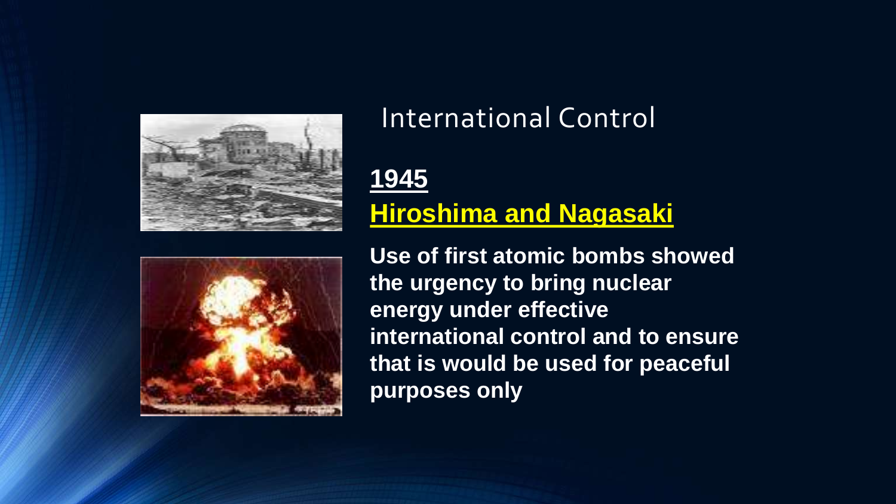# International Control

**<u>1945</u>**

**<u>Hiroshima and Nagasaki</u>**

**Use of first atomic bombs showed the urgency to bring nuclear energy under effective international control and to ensure that is would be used for peaceful purposes only**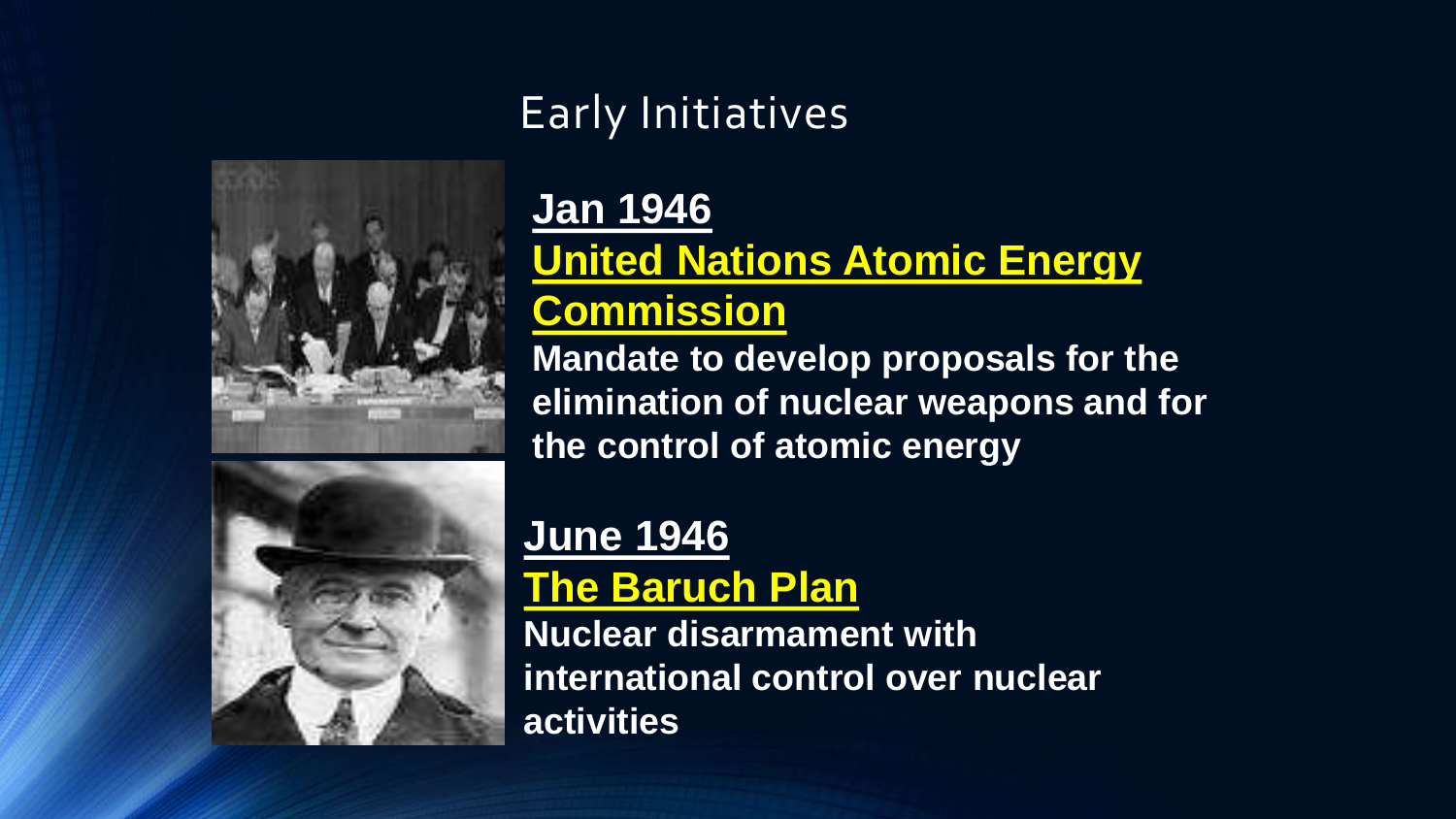# Early Initiatives

**Jan 1946**

**United Nations Atomic Energy Commission**

**Mandate to develop proposals for the elimination of nuclear weapons and for the control of atomic energy**

**June 1946**

**The Baruch Plan**

**Nuclear disarmament with international control over nuclear activities**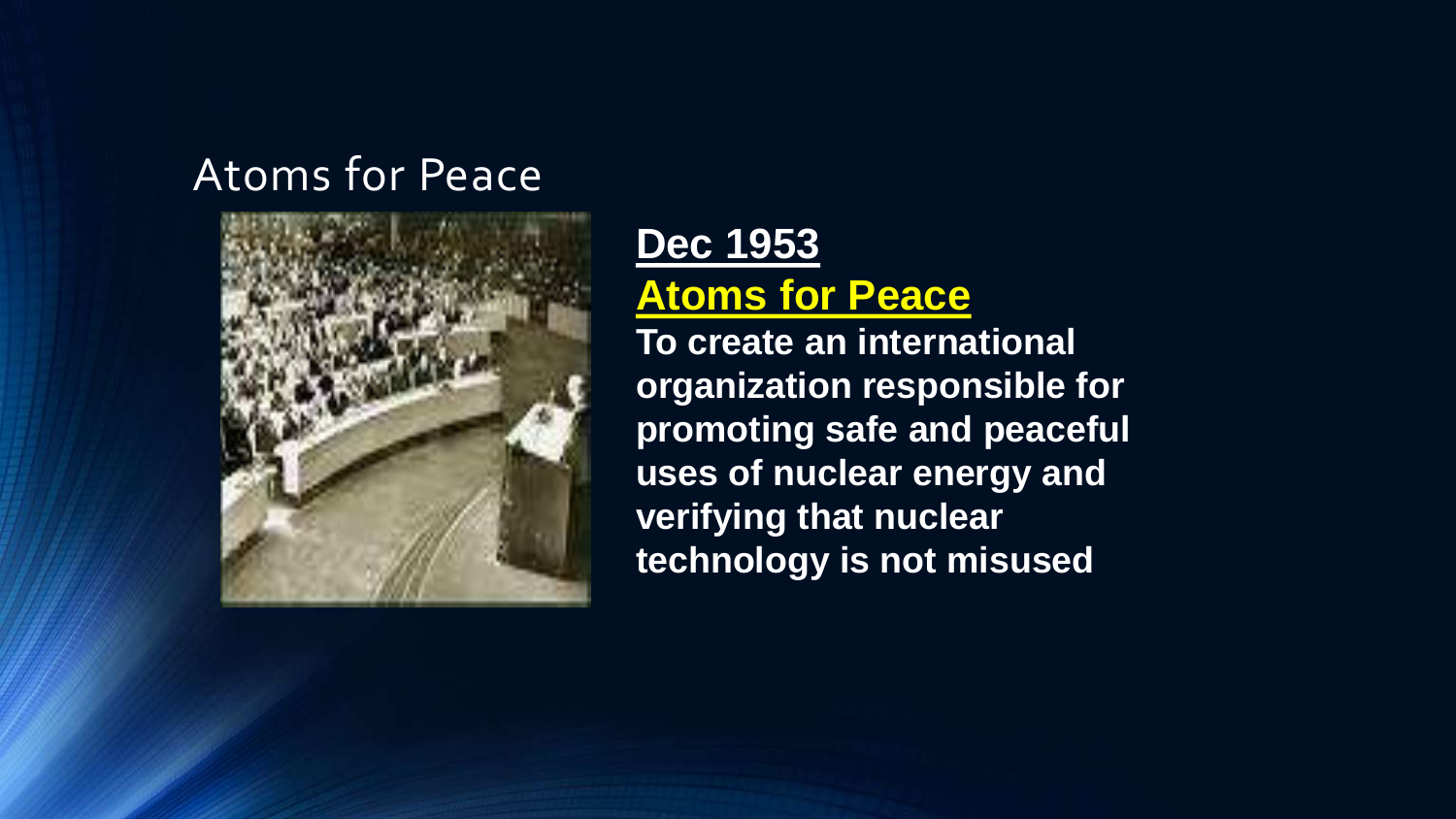# Atoms for Peace

**Dec 1953**

**Atoms for Peace**

**To create an international organization responsible for promoting safe and peaceful uses of nuclear energy and verifying that nuclear technology is not misused**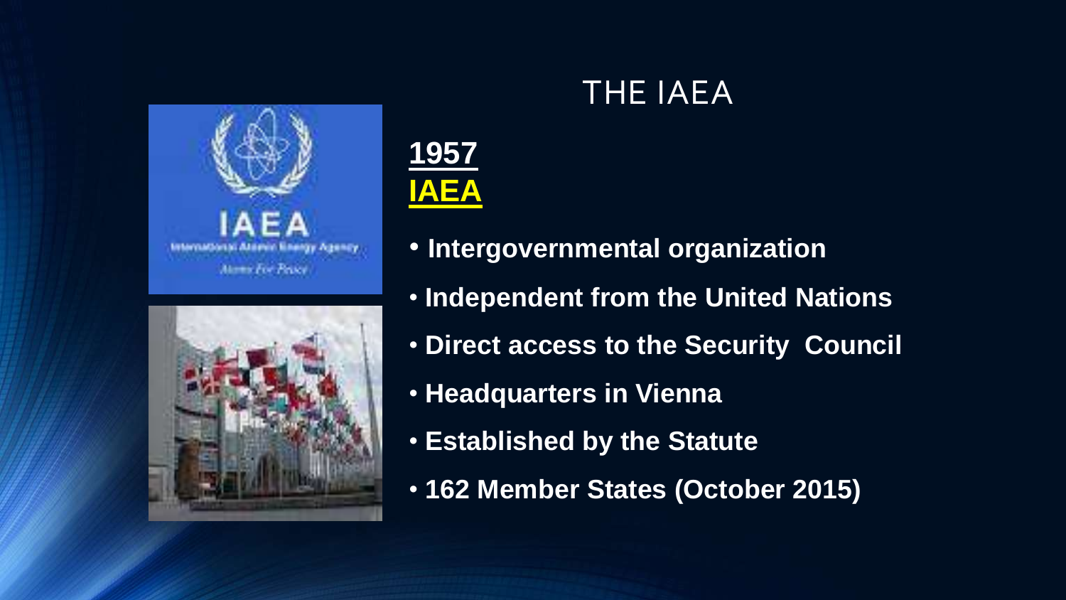# THE IAEA

**1957**
**IAEA**

- **Intergovernmental organization**
- **Independent from the United Nations**
- **Direct access to the Security Council**
- **Headquarters in Vienna**
- **Established by the Statute**
- **162 Member States (October 2015)**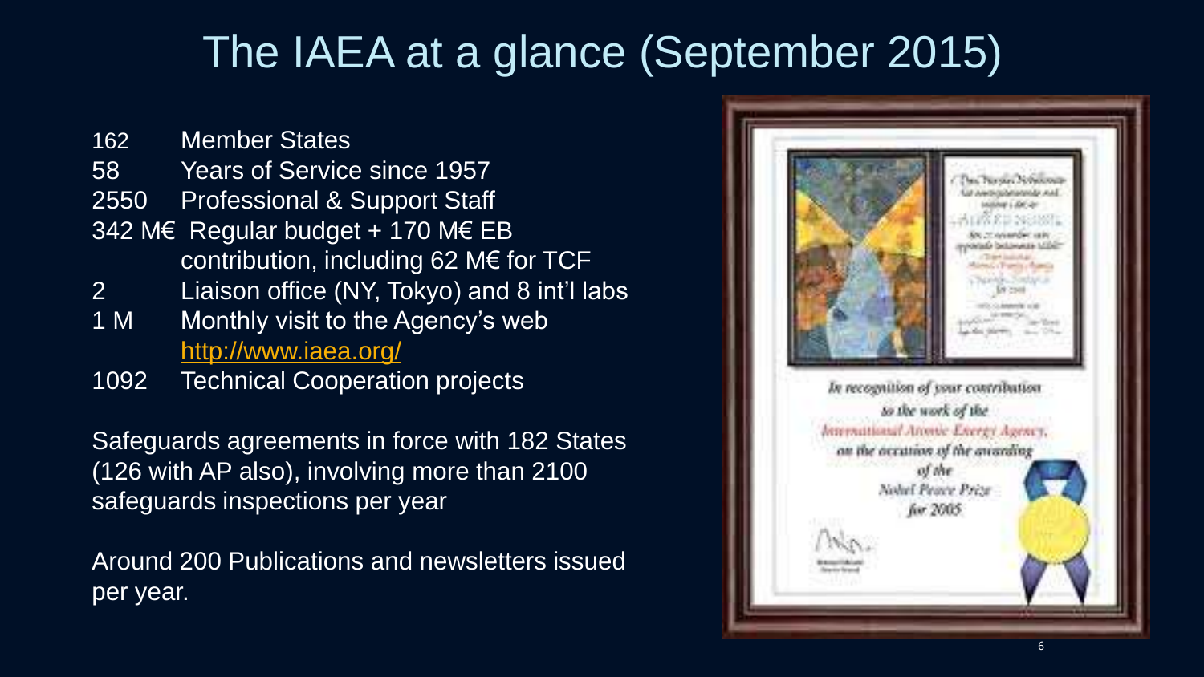# The IAEA at a glance (September 2015)

- 162 Member States
- 58 Years of Service since 1957
- 2550 Professional & Support Staff
- 342 M€ Regular budget + 170 M€ EB contribution, including 62 M€ for TCF
- 2 Liaison office (NY, Tokyo) and 8 int'l labs
- 1 M Monthly visit to the Agency's web http://www.iaea.org/
- 1092 Technical Cooperation projects

Safeguards agreements in force with 182 States (126 with AP also), involving more than 2100 safeguards inspections per year

Around 200 Publications and newsletters issued per year.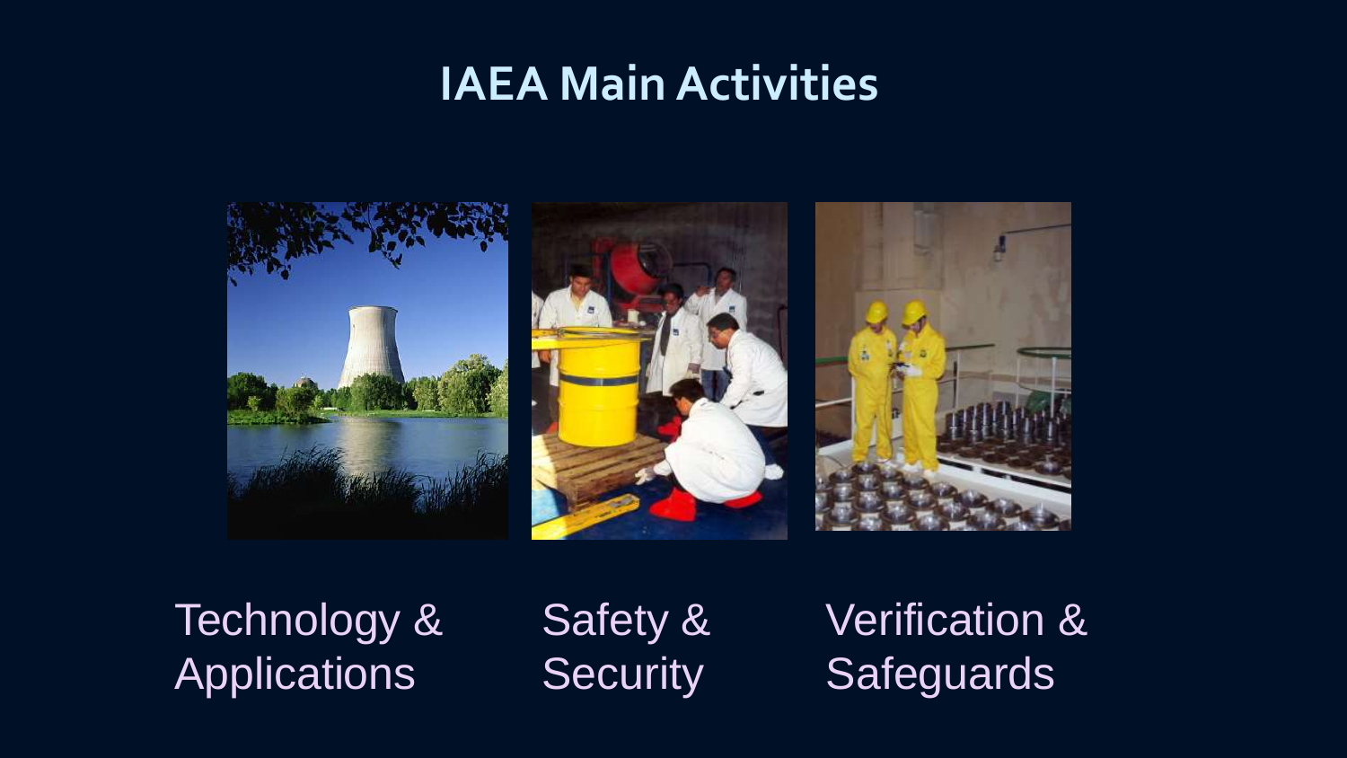# IAEA Main Activities

Technology & Applications

Safety & Security

Verification & Safeguards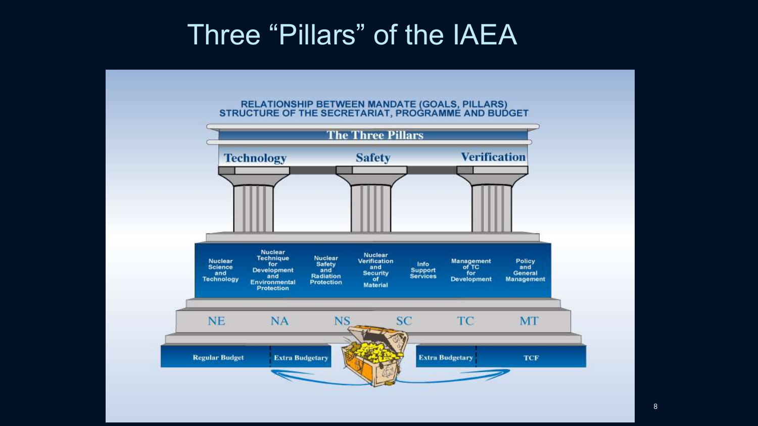# Three "Pillars" of the IAEA

RELATIONSHIP BETWEEN MANDATE (GOALS, PILLARS) STRUCTURE OF THE SECRETARIAT, PROGRAMME AND BUDGET

**The Three Pillars**

| Technology | Safety | Verification |
|---|---|---|

| Nuclear Science and Technology | Nuclear Technique for Development and Environmental Protection | Nuclear Safety and Radiation Protection | Nuclear Verification and Security of Material | Info Support Services | Management of TC for Development | Policy and General Management |
|---|---|---|---|---|---|---|

| NE | NA | NS | SC | TC | MT |
|---|---|---|---|---|---|

| Regular Budget | Extra Budgetary | Extra Budgetary | TCF |
|---|---|---|---|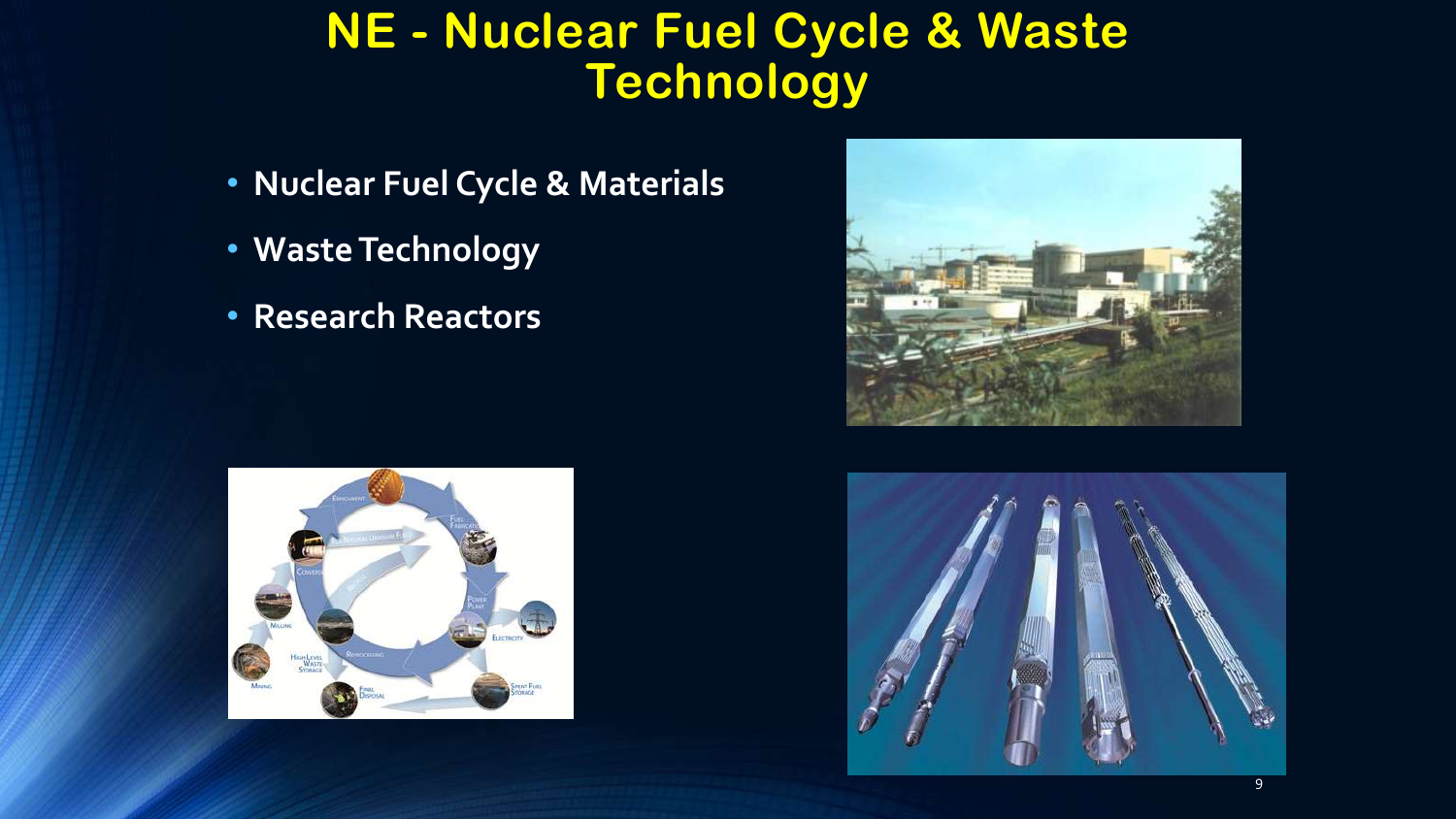# NE - Nuclear Fuel Cycle & Waste Technology

- **Nuclear Fuel Cycle & Materials**
- **Waste Technology**
- **Research Reactors**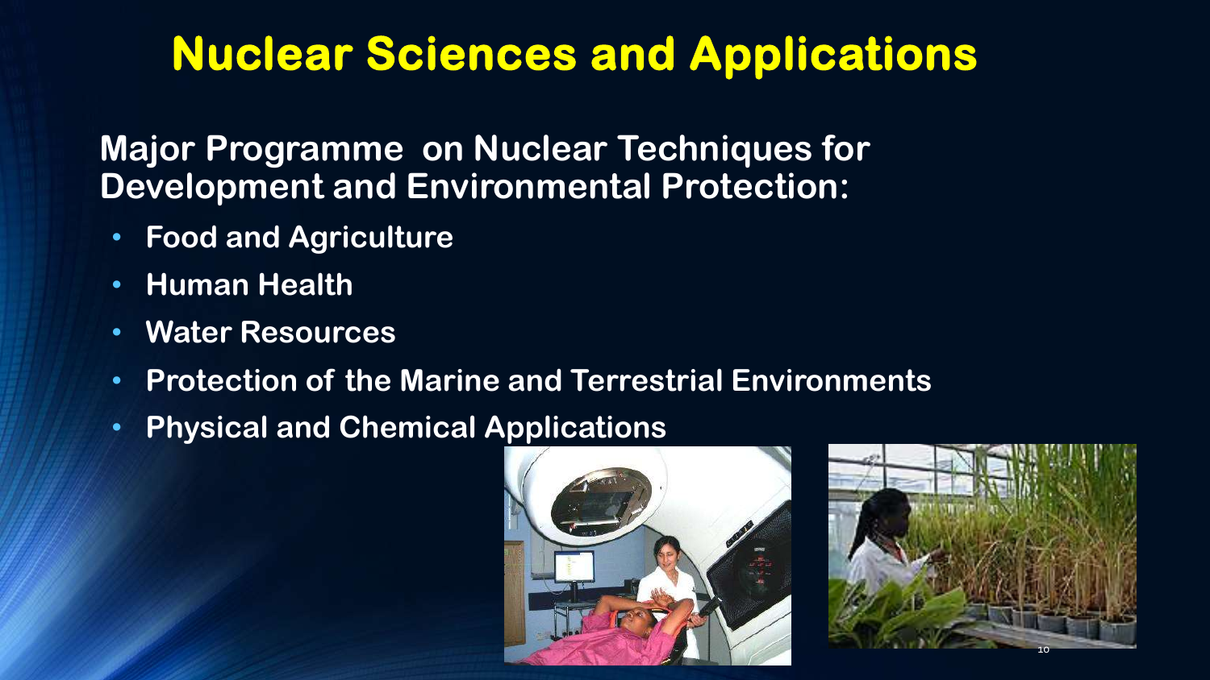# Nuclear Sciences and Applications

**Major Programme on Nuclear Techniques for Development and Environmental Protection:**

- **Food and Agriculture**
- **Human Health**
- **Water Resources**
- **Protection of the Marine and Terrestrial Environments**
- **Physical and Chemical Applications**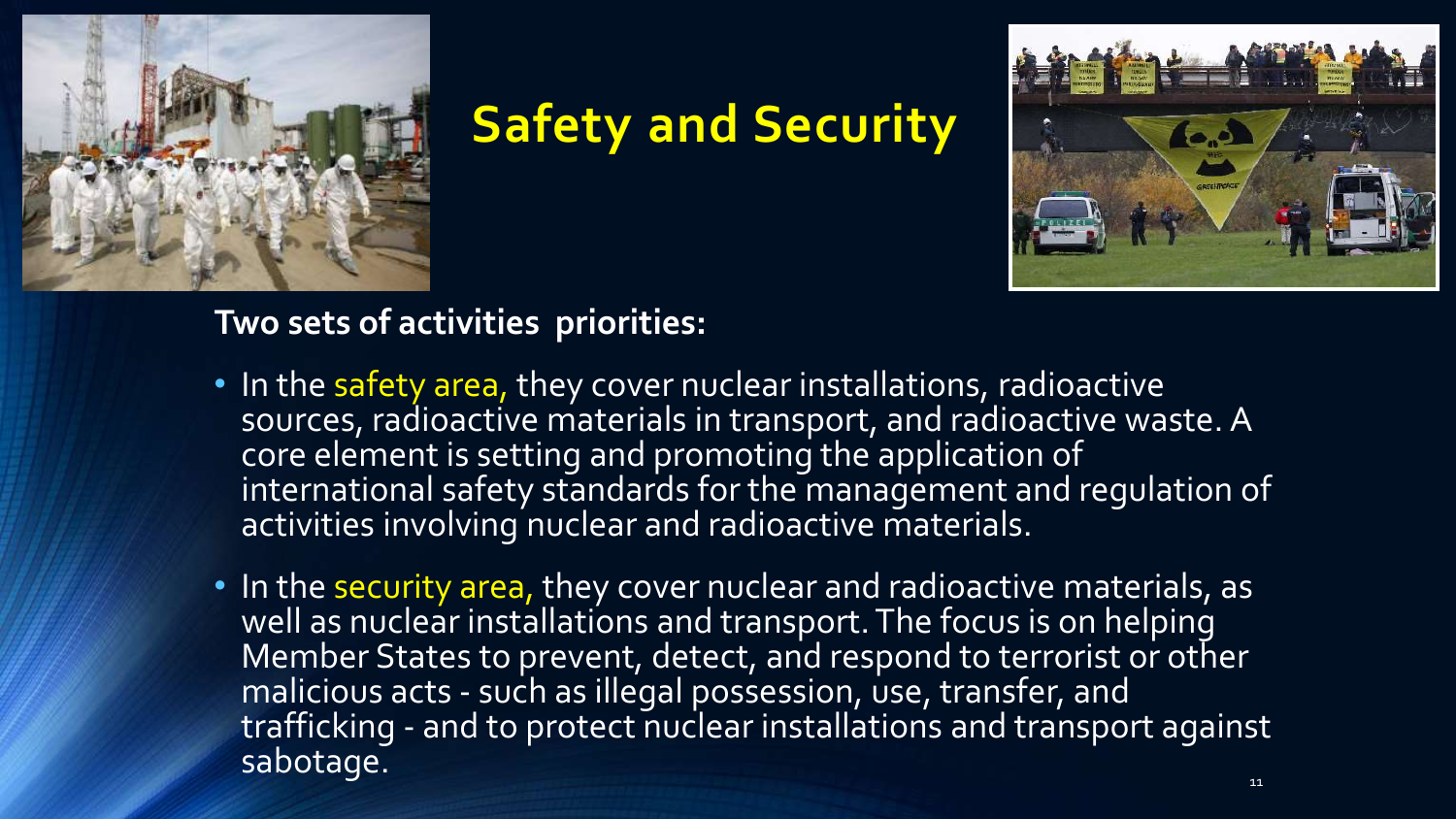# Safety and Security

**Two sets of activities priorities:**

- In the safety area, they cover nuclear installations, radioactive sources, radioactive materials in transport, and radioactive waste. A core element is setting and promoting the application of international safety standards for the management and regulation of activities involving nuclear and radioactive materials.
- In the security area, they cover nuclear and radioactive materials, as well as nuclear installations and transport. The focus is on helping Member States to prevent, detect, and respond to terrorist or other malicious acts - such as illegal possession, use, transfer, and trafficking - and to protect nuclear installations and transport against sabotage.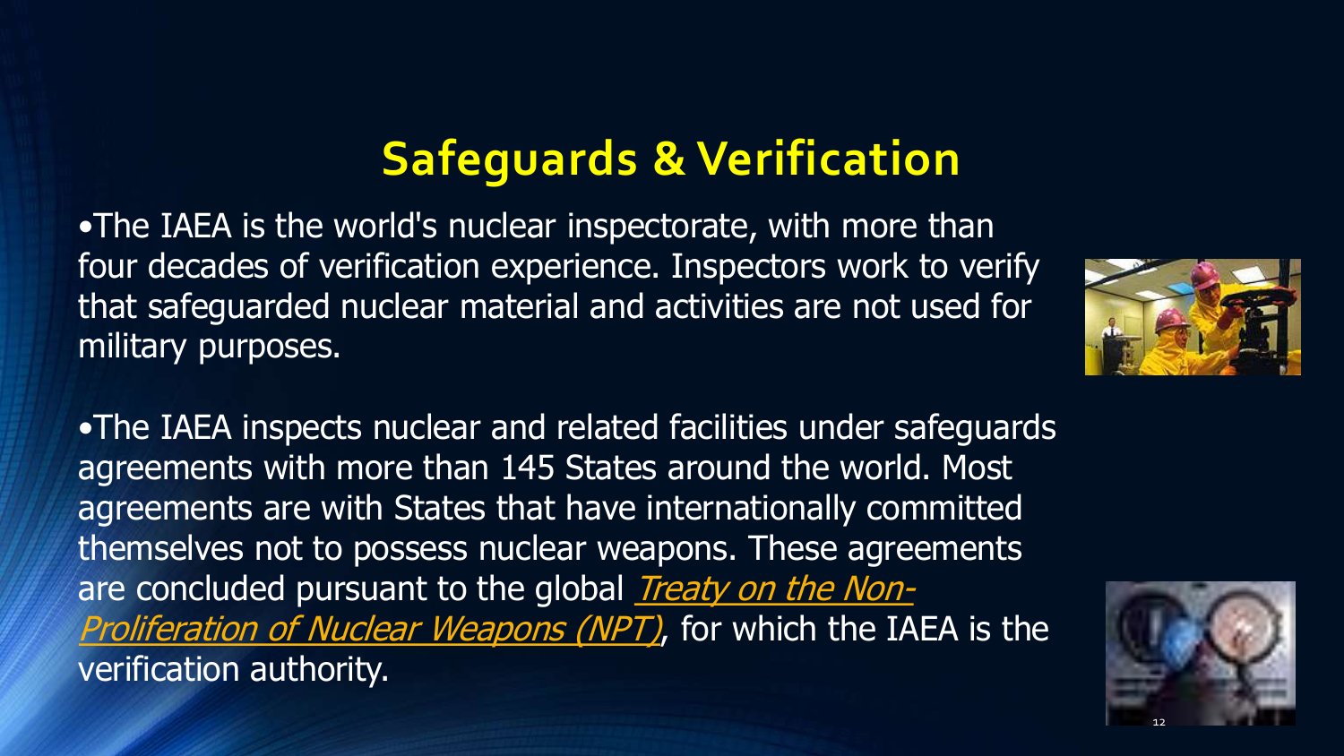# Safeguards & Verification

- The IAEA is the world's nuclear inspectorate, with more than four decades of verification experience. Inspectors work to verify that safeguarded nuclear material and activities are not used for military purposes.

- The IAEA inspects nuclear and related facilities under safeguards agreements with more than 145 States around the world. Most agreements are with States that have internationally committed themselves not to possess nuclear weapons. These agreements are concluded pursuant to the global *Treaty on the Non-Proliferation of Nuclear Weapons (NPT)*, for which the IAEA is the verification authority.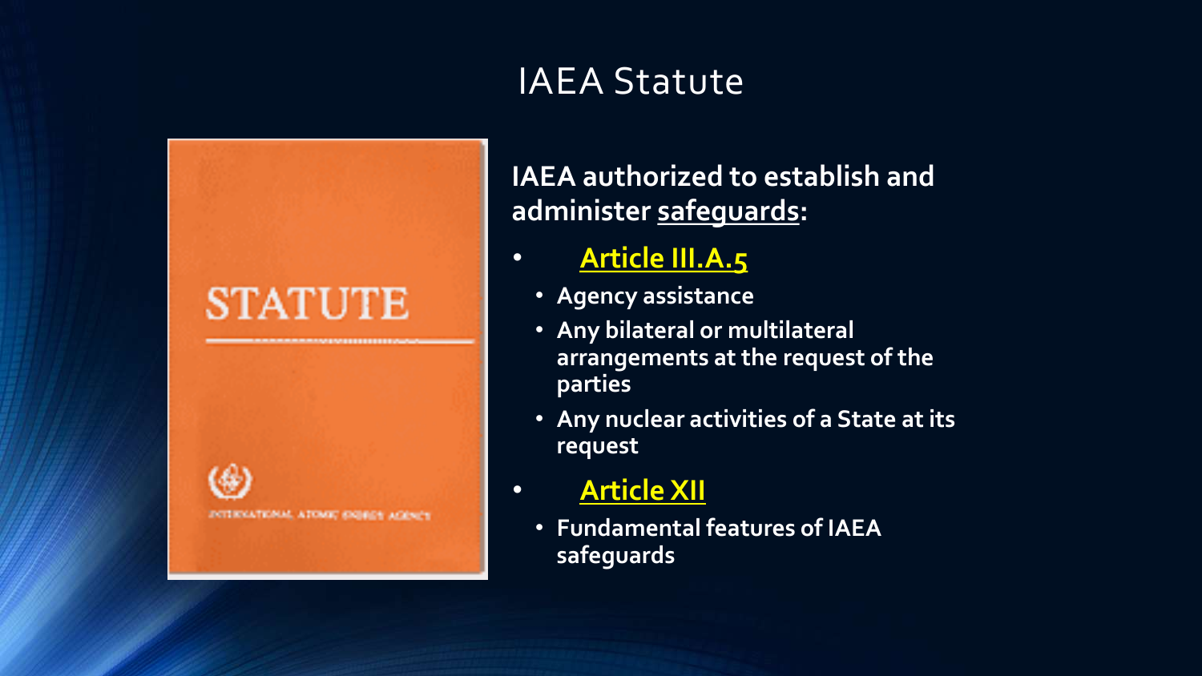# IAEA Statute

**IAEA authorized to establish and administer safeguards:**

- **Article III.A.5**
  - **Agency assistance**
  - **Any bilateral or multilateral arrangements at the request of the parties**
  - **Any nuclear activities of a State at its request**
- **Article XII**
  - **Fundamental features of IAEA safeguards**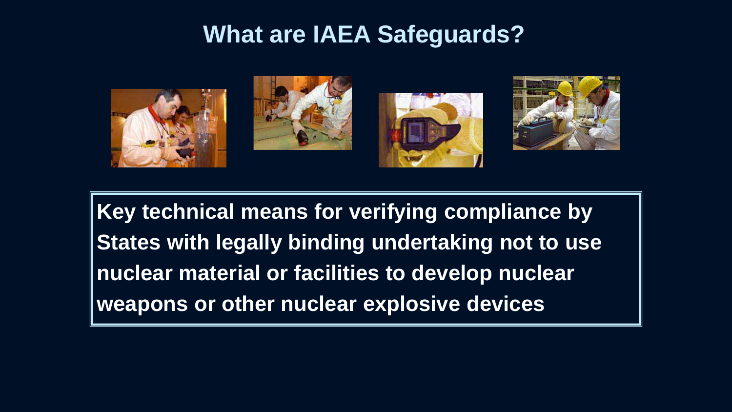# What are IAEA Safeguards?

Key technical means for verifying compliance by States with legally binding undertaking not to use nuclear material or facilities to develop nuclear weapons or other nuclear explosive devices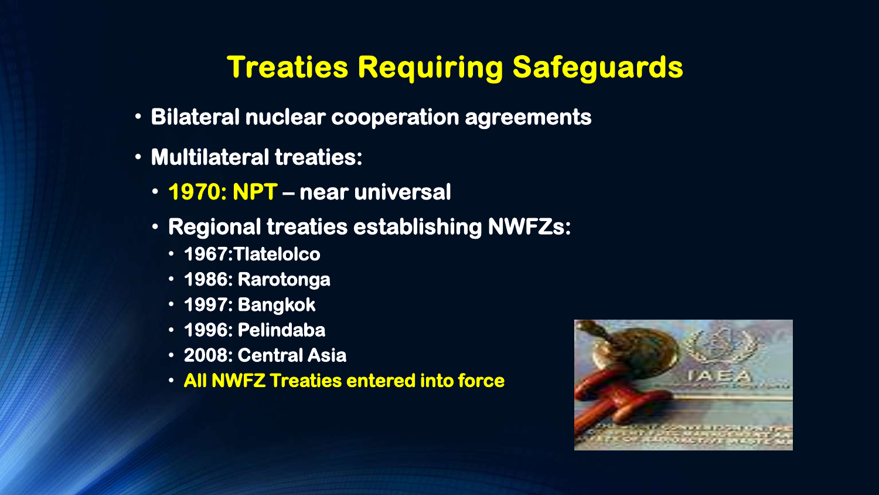# Treaties Requiring Safeguards

- Bilateral nuclear cooperation agreements
- Multilateral treaties:
  - 1970: NPT – near universal
  - Regional treaties establishing NWFZs:
    - 1967:Tlatelolco
    - 1986: Rarotonga
    - 1997: Bangkok
    - 1996: Pelindaba
    - 2008: Central Asia
    - All NWFZ Treaties entered into force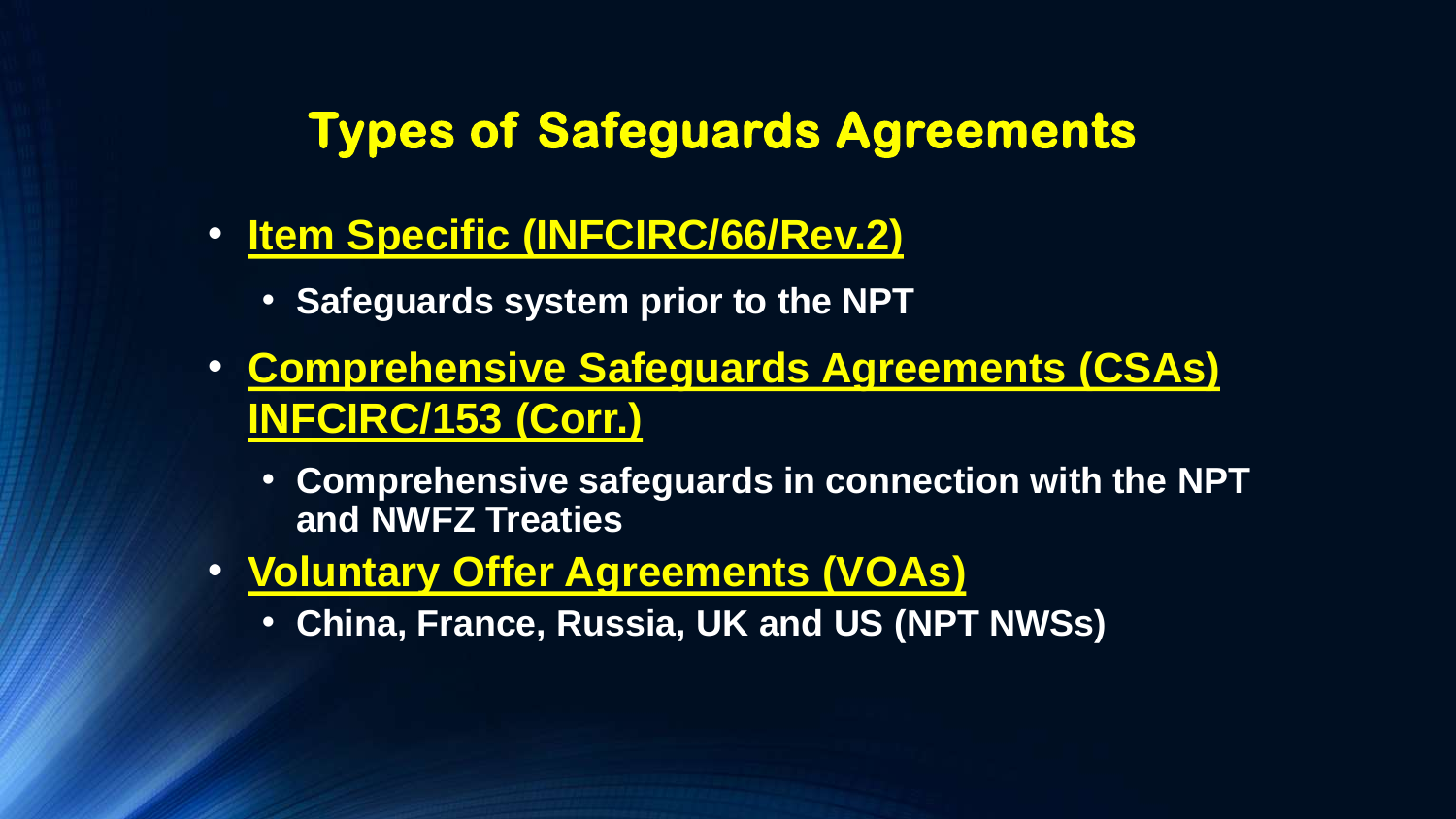# Types of Safeguards Agreements

- **Item Specific (INFCIRC/66/Rev.2)**
  - **Safeguards system prior to the NPT**
- **Comprehensive Safeguards Agreements (CSAs) INFCIRC/153 (Corr.)**
  - **Comprehensive safeguards in connection with the NPT and NWFZ Treaties**
- **Voluntary Offer Agreements (VOAs)**
  - **China, France, Russia, UK and US (NPT NWSs)**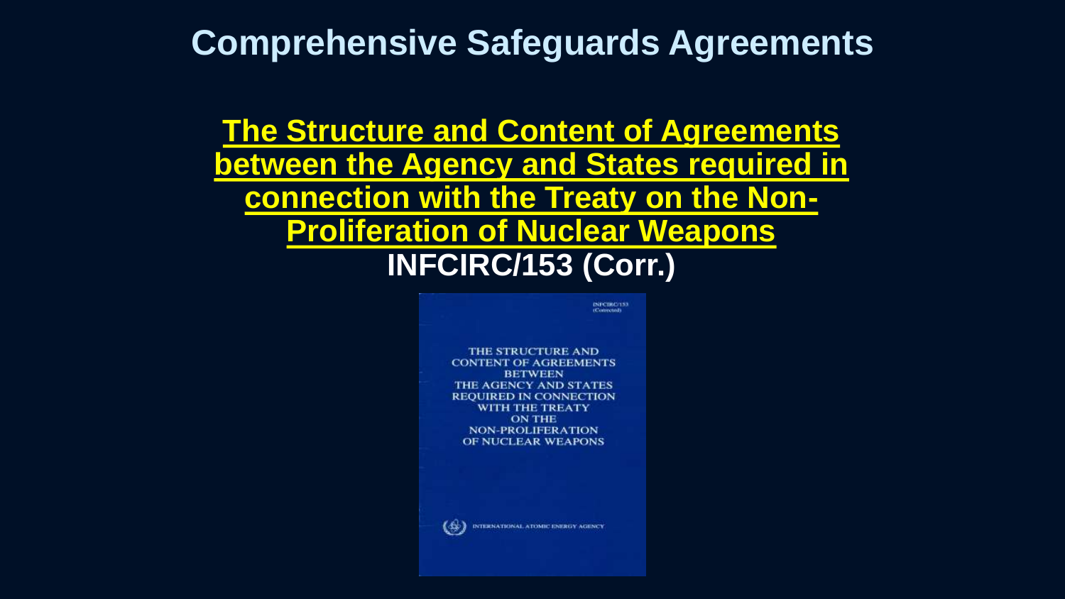# Comprehensive Safeguards Agreements

**The Structure and Content of Agreements between the Agency and States required in connection with the Treaty on the Non-Proliferation of Nuclear Weapons**

**INFCIRC/153 (Corr.)**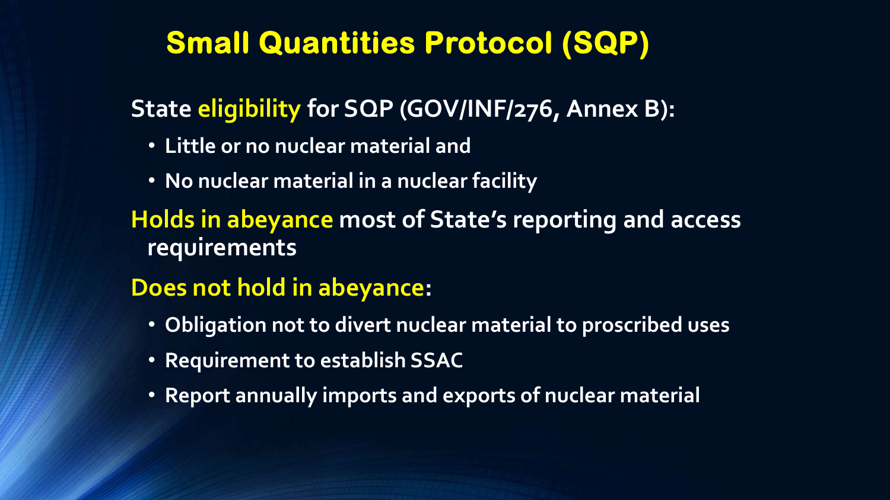# Small Quantities Protocol (SQP)

State eligibility for SQP (GOV/INF/276, Annex B):

- Little or no nuclear material and
- No nuclear material in a nuclear facility

Holds in abeyance most of State's reporting and access requirements

Does not hold in abeyance:

- Obligation not to divert nuclear material to proscribed uses
- Requirement to establish SSAC
- Report annually imports and exports of nuclear material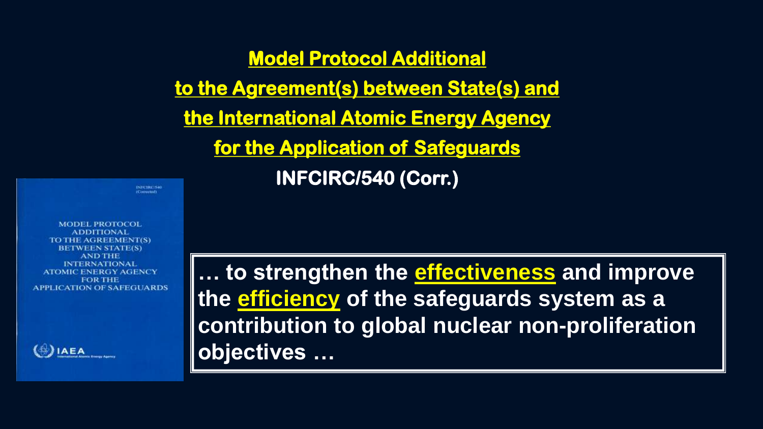## Model Protocol Additional to the Agreement(s) between State(s) and the International Atomic Energy Agency for the Application of Safeguards

**INFCIRC/540 (Corr.)**

INFCIRC/540 (Corrected)

MODEL PROTOCOL ADDITIONAL TO THE AGREEMENT(S) BETWEEN STATE(S) AND THE INTERNATIONAL ATOMIC ENERGY AGENCY FOR THE APPLICATION OF SAFEGUARDS

IAEA International Atomic Energy Agency

> **… to strengthen the effectiveness and improve the efficiency of the safeguards system as a contribution to global nuclear non-proliferation objectives …**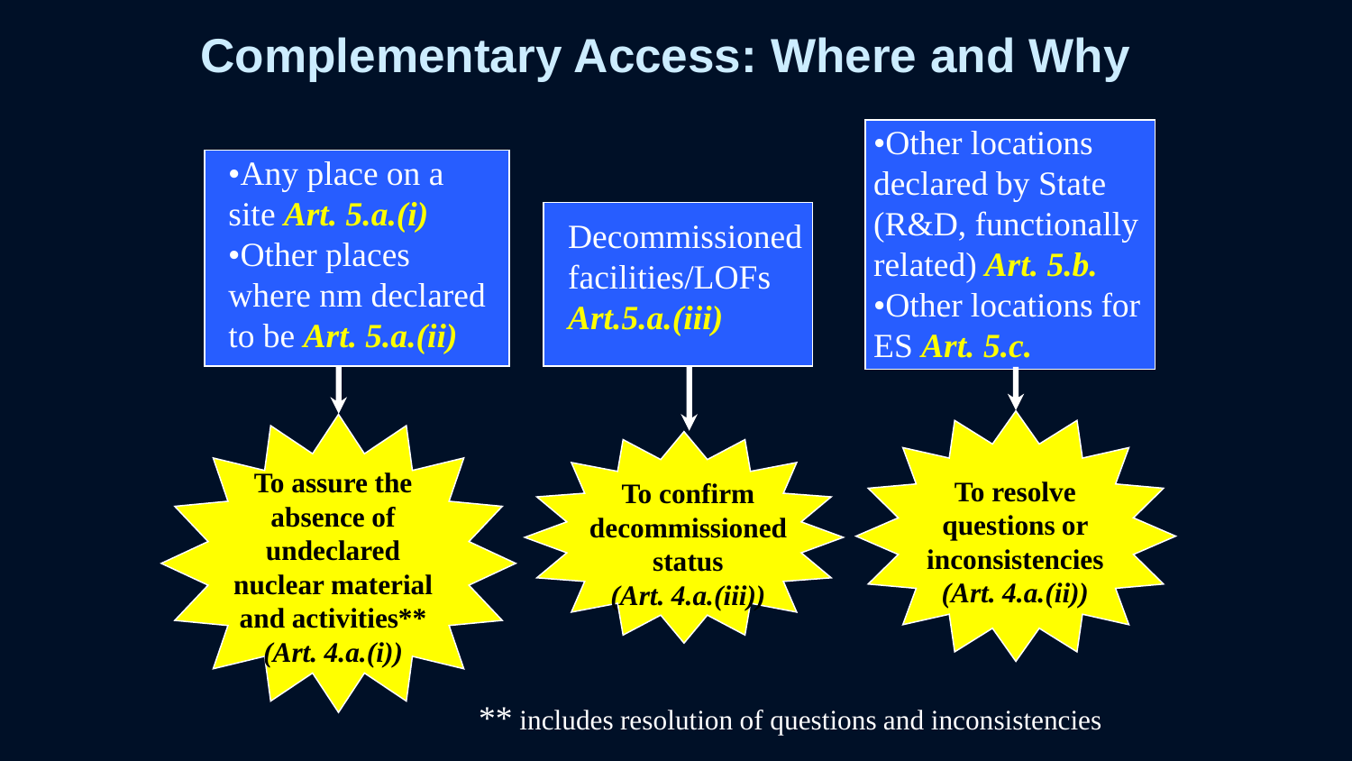# Complementary Access: Where and Why

- Any place on a site ***Art. 5.a.(i)***
- Other places where nm declared to be ***Art. 5.a.(ii)***

**To assure the absence of undeclared nuclear material and activities\*\* *(Art. 4.a.(i))***

Decommissioned facilities/LOFs ***Art.5.a.(iii)***

**To confirm decommissioned status *(Art. 4.a.(iii))***

- Other locations declared by State (R&D, functionally related) ***Art. 5.b.***
- Other locations for ES ***Art. 5.c.***

**To resolve questions or inconsistencies *(Art. 4.a.(ii))***

** includes resolution of questions and inconsistencies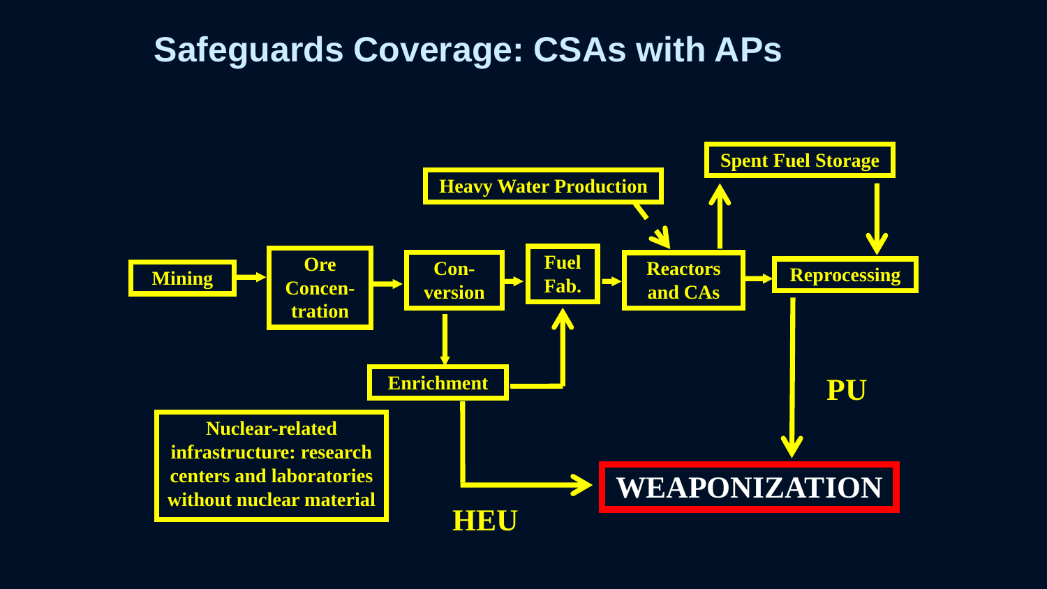# Safeguards Coverage: CSAs with APs

Mining → Ore Concen-tration → Con-version → Fuel Fab. → Reactors and CAs → Reprocessing

Con-version → Enrichment → Fuel Fab.

Heavy Water Production → Reactors and CAs

Reactors and CAs → Spent Fuel Storage → Reprocessing

Enrichment → HEU → WEAPONIZATION

Reprocessing → PU → WEAPONIZATION

Nuclear-related infrastructure: research centers and laboratories without nuclear material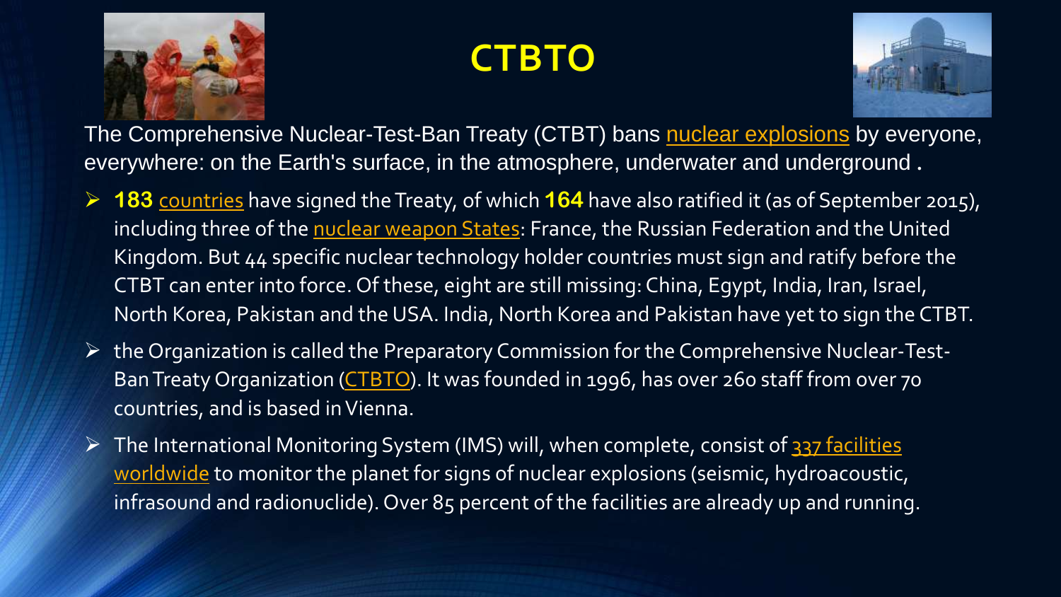# CTBTO

The Comprehensive Nuclear-Test-Ban Treaty (CTBT) bans nuclear explosions by everyone, everywhere: on the Earth's surface, in the atmosphere, underwater and underground .

- **183** countries have signed the Treaty, of which **164** have also ratified it (as of September 2015), including three of the nuclear weapon States: France, the Russian Federation and the United Kingdom. But 44 specific nuclear technology holder countries must sign and ratify before the CTBT can enter into force. Of these, eight are still missing: China, Egypt, India, Iran, Israel, North Korea, Pakistan and the USA. India, North Korea and Pakistan have yet to sign the CTBT.
- the Organization is called the Preparatory Commission for the Comprehensive Nuclear-Test-Ban Treaty Organization (CTBTO). It was founded in 1996, has over 260 staff from over 70 countries, and is based in Vienna.
- The International Monitoring System (IMS) will, when complete, consist of 337 facilities worldwide to monitor the planet for signs of nuclear explosions (seismic, hydroacoustic, infrasound and radionuclide). Over 85 percent of the facilities are already up and running.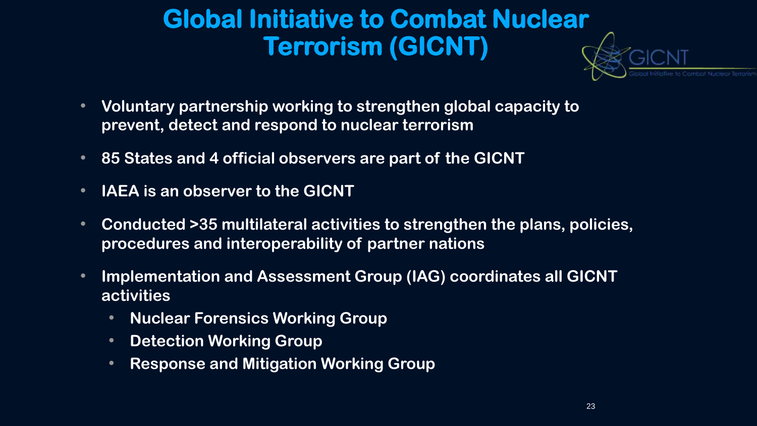# Global Initiative to Combat Nuclear Terrorism (GICNT)

- **Voluntary partnership working to strengthen global capacity to prevent, detect and respond to nuclear terrorism**
- **85 States and 4 official observers are part of the GICNT**
- **IAEA is an observer to the GICNT**
- **Conducted >35 multilateral activities to strengthen the plans, policies, procedures and interoperability of partner nations**
- **Implementation and Assessment Group (IAG) coordinates all GICNT activities**
  - **Nuclear Forensics Working Group**
  - **Detection Working Group**
  - **Response and Mitigation Working Group**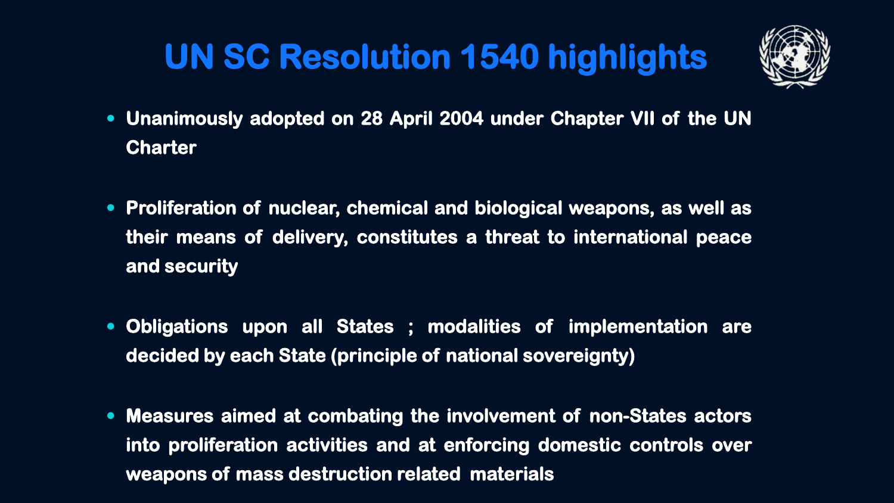# UN SC Resolution 1540 highlights

- **Unanimously adopted on 28 April 2004 under Chapter VII of the UN Charter**
- **Proliferation of nuclear, chemical and biological weapons, as well as their means of delivery, constitutes a threat to international peace and security**
- **Obligations upon all States ; modalities of implementation are decided by each State (principle of national sovereignty)**
- **Measures aimed at combating the involvement of non-States actors into proliferation activities and at enforcing domestic controls over weapons of mass destruction related materials**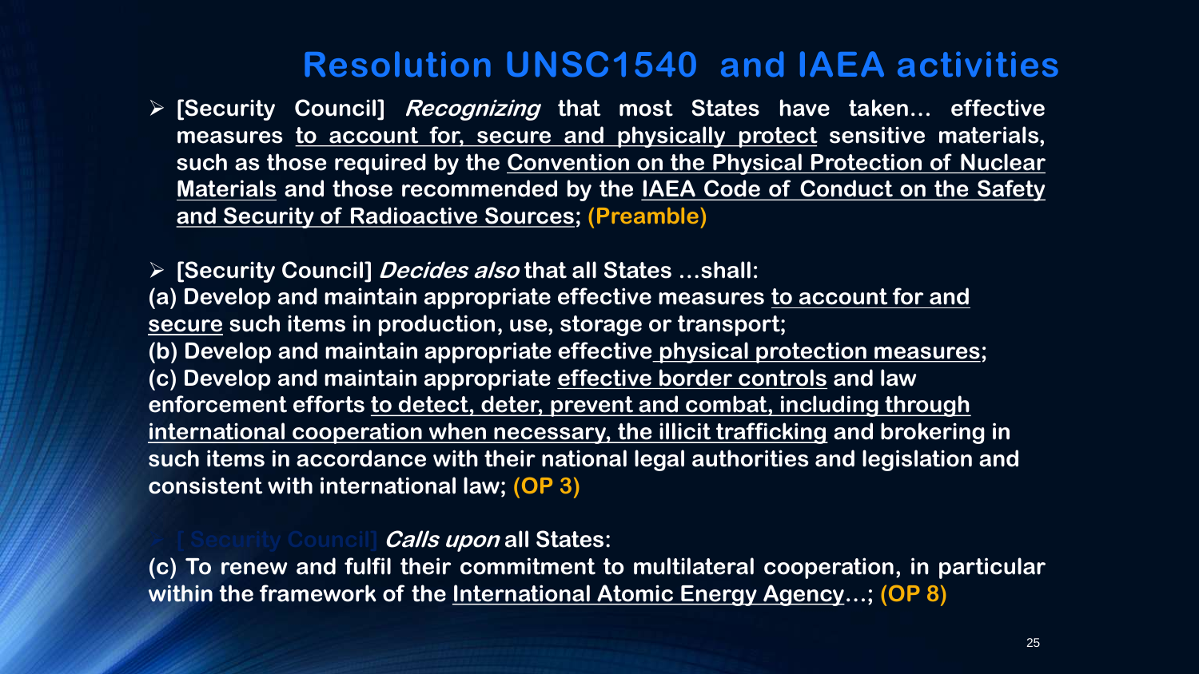# Resolution UNSC1540 and IAEA activities

- **[Security Council] *Recognizing* that most States have taken… effective measures to account for, secure and physically protect sensitive materials, such as those required by the Convention on the Physical Protection of Nuclear Materials and those recommended by the IAEA Code of Conduct on the Safety and Security of Radioactive Sources; (Preamble)**

- **[Security Council] *Decides also* that all States …shall:**

**(a) Develop and maintain appropriate effective measures to account for and secure such items in production, use, storage or transport;**
**(b) Develop and maintain appropriate effective physical protection measures;**
**(c) Develop and maintain appropriate effective border controls and law enforcement efforts to detect, deter, prevent and combat, including through international cooperation when necessary, the illicit trafficking and brokering in such items in accordance with their national legal authorities and legislation and consistent with international law; (OP 3)**

- **[Security Council] *Calls upon* all States:**

**(c) To renew and fulfil their commitment to multilateral cooperation, in particular within the framework of the International Atomic Energy Agency…; (OP 8)**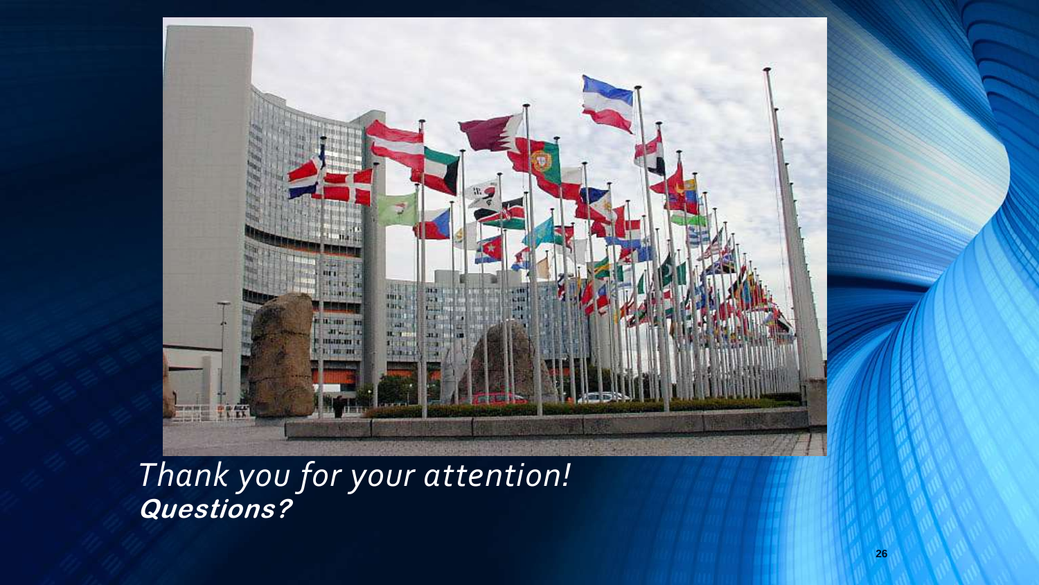*Thank you for your attention!*
***Questions?***